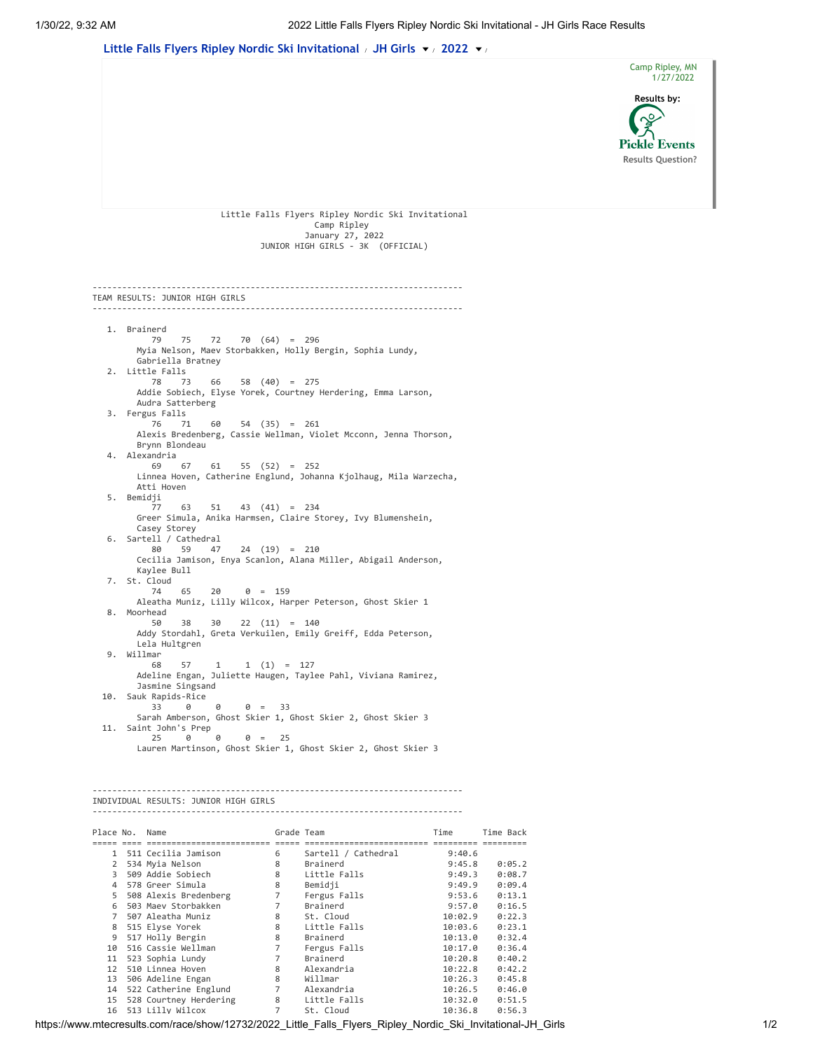Little Falls Flyers Ripley Nordic Ski Invitational / JH Girls / 2022

Camp Ripley, MN
1/27/2022

Results by:
Pickle Events
Results Question?

Little Falls Flyers Ripley Nordic Ski Invitational
Camp Ripley
January 27, 2022
JUNIOR HIGH GIRLS - 3K (OFFICIAL)

```
---------------------------------------------------------------------------
TEAM RESULTS: JUNIOR HIGH GIRLS
---------------------------------------------------------------------------

   1. Brainerd
          79    75    72    70  (64)  =  296
        Myia Nelson, Maev Storbakken, Holly Bergin, Sophia Lundy,
        Gabriella Bratney
   2. Little Falls
          78    73    66    58  (40)  =  275
        Addie Sobiech, Elyse Yorek, Courtney Herdering, Emma Larson,
        Audra Satterberg
   3. Fergus Falls
          76    71    60    54  (35)  =  261
        Alexis Bredenberg, Cassie Wellman, Violet Mcconn, Jenna Thorson,
        Brynn Blondeau
   4. Alexandria
          69    67    61    55  (52)  =  252
        Linnea Hoven, Catherine Englund, Johanna Kjolhaug, Mila Warzecha,
        Atti Hoven
   5. Bemidji
          77    63    51    43  (41)  =  234
        Greer Simula, Anika Harmsen, Claire Storey, Ivy Blumenshein,
        Casey Storey
   6. Sartell / Cathedral
          80    59    47    24  (19)  =  210
        Cecilia Jamison, Enya Scanlon, Alana Miller, Abigail Anderson,
        Kaylee Bull
   7. St. Cloud
          74    65    20     0  =  159
        Aleatha Muniz, Lilly Wilcox, Harper Peterson, Ghost Skier 1
   8. Moorhead
          50    38    30    22  (11)  =  140
        Addy Stordahl, Greta Verkuilen, Emily Greiff, Edda Peterson,
        Lela Hultgren
   9. Willmar
          68    57     1     1  (1)  =  127
        Adeline Engan, Juliette Haugen, Taylee Pahl, Viviana Ramirez,
        Jasmine Singsand
  10. Sauk Rapids-Rice
          33     0     0     0  =   33
        Sarah Amberson, Ghost Skier 1, Ghost Skier 2, Ghost Skier 3
  11. Saint John's Prep
          25     0     0     0  =   25
        Lauren Martinson, Ghost Skier 1, Ghost Skier 2, Ghost Skier 3
```

```
---------------------------------------------------------------------------
INDIVIDUAL RESULTS: JUNIOR HIGH GIRLS
---------------------------------------------------------------------------
```

| Place | No. | Name | Grade | Team | Time | Time Back |
|---|---|---|---|---|---|---|
| 1 | 511 | Cecilia Jamison | 6 | Sartell / Cathedral | 9:40.6 | |
| 2 | 534 | Myia Nelson | 8 | Brainerd | 9:45.8 | 0:05.2 |
| 3 | 509 | Addie Sobiech | 8 | Little Falls | 9:49.3 | 0:08.7 |
| 4 | 578 | Greer Simula | 8 | Bemidji | 9:49.9 | 0:09.4 |
| 5 | 508 | Alexis Bredenberg | 7 | Fergus Falls | 9:53.6 | 0:13.1 |
| 6 | 503 | Maev Storbakken | 7 | Brainerd | 9:57.0 | 0:16.5 |
| 7 | 507 | Aleatha Muniz | 8 | St. Cloud | 10:02.9 | 0:22.3 |
| 8 | 515 | Elyse Yorek | 8 | Little Falls | 10:03.6 | 0:23.1 |
| 9 | 517 | Holly Bergin | 8 | Brainerd | 10:13.0 | 0:32.4 |
| 10 | 516 | Cassie Wellman | 7 | Fergus Falls | 10:17.0 | 0:36.4 |
| 11 | 523 | Sophia Lundy | 7 | Brainerd | 10:20.8 | 0:40.2 |
| 12 | 510 | Linnea Hoven | 8 | Alexandria | 10:22.8 | 0:42.2 |
| 13 | 506 | Adeline Engan | 8 | Willmar | 10:26.3 | 0:45.8 |
| 14 | 522 | Catherine Englund | 7 | Alexandria | 10:26.5 | 0:46.0 |
| 15 | 528 | Courtney Herdering | 8 | Little Falls | 10:32.0 | 0:51.5 |
| 16 | 513 | Lilly Wilcox | 7 | St. Cloud | 10:36.8 | 0:56.3 |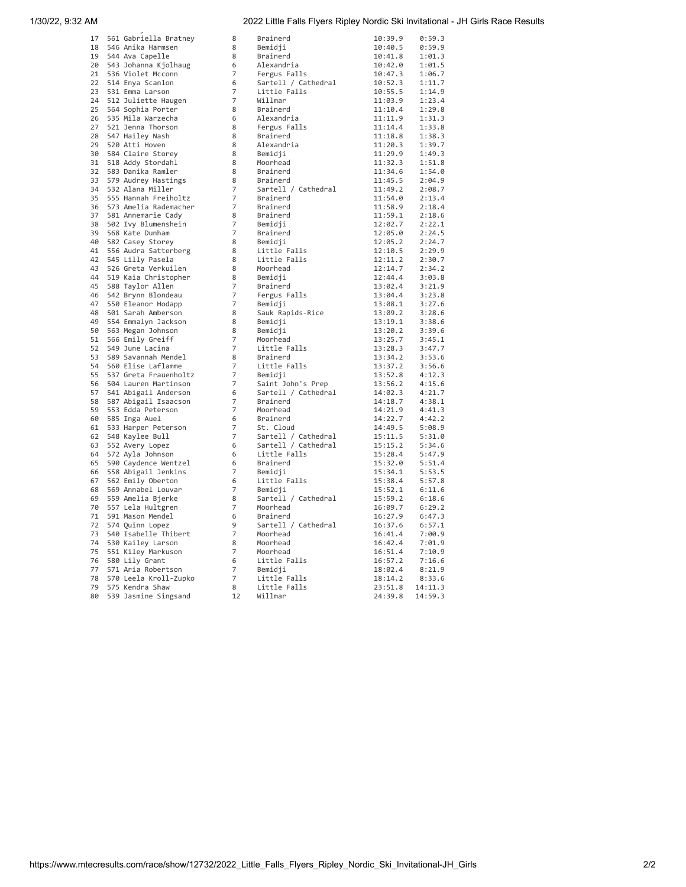| | | | | | |
|---|---|---|---|---|---|
| 17 | 561 Gabriella Bratney | 8 | Brainerd | 10:39.9 | 0:59.3 |
| 18 | 546 Anika Harmsen | 8 | Bemidji | 10:40.5 | 0:59.9 |
| 19 | 544 Ava Capelle | 8 | Brainerd | 10:41.8 | 1:01.3 |
| 20 | 543 Johanna Kjolhaug | 6 | Alexandria | 10:42.0 | 1:01.5 |
| 21 | 536 Violet Mcconn | 7 | Fergus Falls | 10:47.3 | 1:06.7 |
| 22 | 514 Enya Scanlon | 6 | Sartell / Cathedral | 10:52.3 | 1:11.7 |
| 23 | 531 Emma Larson | 7 | Little Falls | 10:55.5 | 1:14.9 |
| 24 | 512 Juliette Haugen | 7 | Willmar | 11:03.9 | 1:23.4 |
| 25 | 564 Sophia Porter | 8 | Brainerd | 11:10.4 | 1:29.8 |
| 26 | 535 Mila Warzecha | 6 | Alexandria | 11:11.9 | 1:31.3 |
| 27 | 521 Jenna Thorson | 8 | Fergus Falls | 11:14.4 | 1:33.8 |
| 28 | 547 Hailey Nash | 8 | Brainerd | 11:18.8 | 1:38.3 |
| 29 | 520 Atti Hoven | 8 | Alexandria | 11:20.3 | 1:39.7 |
| 30 | 584 Claire Storey | 8 | Bemidji | 11:29.9 | 1:49.3 |
| 31 | 518 Addy Stordahl | 8 | Moorhead | 11:32.3 | 1:51.8 |
| 32 | 583 Danika Ramler | 8 | Brainerd | 11:34.6 | 1:54.0 |
| 33 | 579 Audrey Hastings | 8 | Brainerd | 11:45.5 | 2:04.9 |
| 34 | 532 Alana Miller | 7 | Sartell / Cathedral | 11:49.2 | 2:08.7 |
| 35 | 555 Hannah Freiholtz | 7 | Brainerd | 11:54.0 | 2:13.4 |
| 36 | 573 Amelia Rademacher | 7 | Brainerd | 11:58.9 | 2:18.4 |
| 37 | 581 Annemarie Cady | 8 | Brainerd | 11:59.1 | 2:18.6 |
| 38 | 502 Ivy Blumenshein | 7 | Bemidji | 12:02.7 | 2:22.1 |
| 39 | 568 Kate Dunham | 7 | Brainerd | 12:05.0 | 2:24.5 |
| 40 | 582 Casey Storey | 8 | Bemidji | 12:05.2 | 2:24.7 |
| 41 | 556 Audra Satterberg | 8 | Little Falls | 12:10.5 | 2:29.9 |
| 42 | 545 Lilly Pasela | 8 | Little Falls | 12:11.2 | 2:30.7 |
| 43 | 526 Greta Verkuilen | 8 | Moorhead | 12:14.7 | 2:34.2 |
| 44 | 519 Kaia Christopher | 8 | Bemidji | 12:44.4 | 3:03.8 |
| 45 | 588 Taylor Allen | 7 | Brainerd | 13:02.4 | 3:21.9 |
| 46 | 542 Brynn Blondeau | 7 | Fergus Falls | 13:04.4 | 3:23.8 |
| 47 | 550 Eleanor Hodapp | 7 | Bemidji | 13:08.1 | 3:27.6 |
| 48 | 501 Sarah Amberson | 8 | Sauk Rapids-Rice | 13:09.2 | 3:28.6 |
| 49 | 554 Emmalyn Jackson | 8 | Bemidji | 13:19.1 | 3:38.6 |
| 50 | 563 Megan Johnson | 8 | Bemidji | 13:20.2 | 3:39.6 |
| 51 | 566 Emily Greiff | 7 | Moorhead | 13:25.7 | 3:45.1 |
| 52 | 549 June Lacina | 7 | Little Falls | 13:28.3 | 3:47.7 |
| 53 | 589 Savannah Mendel | 8 | Brainerd | 13:34.2 | 3:53.6 |
| 54 | 560 Elise Laflamme | 7 | Little Falls | 13:37.2 | 3:56.6 |
| 55 | 537 Greta Frauenholtz | 7 | Bemidji | 13:52.8 | 4:12.3 |
| 56 | 504 Lauren Martinson | 7 | Saint John's Prep | 13:56.2 | 4:15.6 |
| 57 | 541 Abigail Anderson | 6 | Sartell / Cathedral | 14:02.3 | 4:21.7 |
| 58 | 587 Abigail Isaacson | 7 | Brainerd | 14:18.7 | 4:38.1 |
| 59 | 553 Edda Peterson | 7 | Moorhead | 14:21.9 | 4:41.3 |
| 60 | 585 Inga Auel | 6 | Brainerd | 14:22.7 | 4:42.2 |
| 61 | 533 Harper Peterson | 7 | St. Cloud | 14:49.5 | 5:08.9 |
| 62 | 548 Kaylee Bull | 7 | Sartell / Cathedral | 15:11.5 | 5:31.0 |
| 63 | 552 Avery Lopez | 6 | Sartell / Cathedral | 15:15.2 | 5:34.6 |
| 64 | 572 Ayla Johnson | 6 | Little Falls | 15:28.4 | 5:47.9 |
| 65 | 590 Caydence Wentzel | 6 | Brainerd | 15:32.0 | 5:51.4 |
| 66 | 558 Abigail Jenkins | 7 | Bemidji | 15:34.1 | 5:53.5 |
| 67 | 562 Emily Oberton | 6 | Little Falls | 15:38.4 | 5:57.8 |
| 68 | 569 Annabel Louvar | 7 | Bemidji | 15:52.1 | 6:11.6 |
| 69 | 559 Amelia Bjerke | 8 | Sartell / Cathedral | 15:59.2 | 6:18.6 |
| 70 | 557 Lela Hultgren | 7 | Moorhead | 16:09.7 | 6:29.2 |
| 71 | 591 Mason Mendel | 6 | Brainerd | 16:27.9 | 6:47.3 |
| 72 | 574 Quinn Lopez | 9 | Sartell / Cathedral | 16:37.6 | 6:57.1 |
| 73 | 540 Isabelle Thibert | 7 | Moorhead | 16:41.4 | 7:00.9 |
| 74 | 530 Kailey Larson | 8 | Moorhead | 16:42.4 | 7:01.9 |
| 75 | 551 Kiley Markuson | 7 | Moorhead | 16:51.4 | 7:10.9 |
| 76 | 580 Lily Grant | 6 | Little Falls | 16:57.2 | 7:16.6 |
| 77 | 571 Aria Robertson | 7 | Bemidji | 18:02.4 | 8:21.9 |
| 78 | 570 Leela Kroll-Zupko | 7 | Little Falls | 18:14.2 | 8:33.6 |
| 79 | 575 Kendra Shaw | 8 | Little Falls | 23:51.8 | 14:11.3 |
| 80 | 539 Jasmine Singsand | 12 | Willmar | 24:39.8 | 14:59.3 |